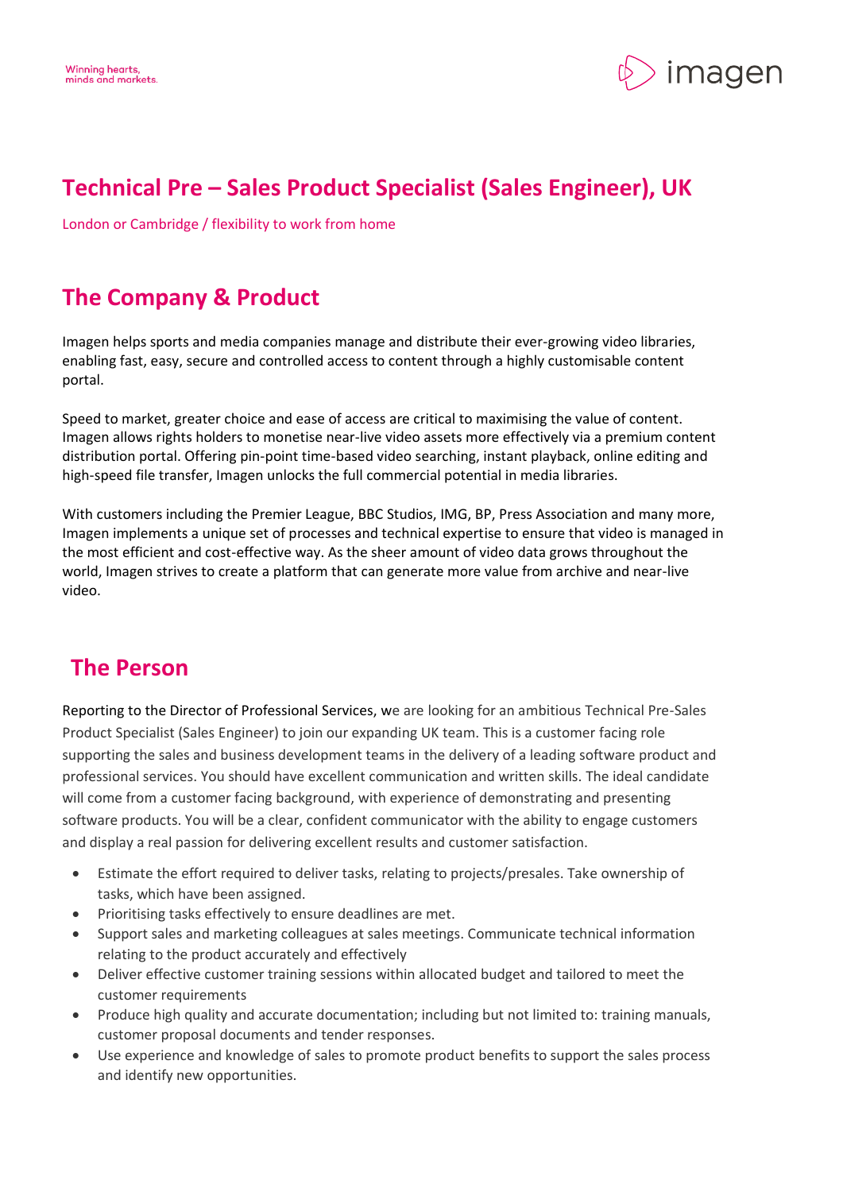Winning hearts,
minds and markets.

# Technical Pre – Sales Product Specialist (Sales Engineer), UK

London or Cambridge / flexibility to work from home

## The Company & Product

Imagen helps sports and media companies manage and distribute their ever-growing video libraries, enabling fast, easy, secure and controlled access to content through a highly customisable content portal.

Speed to market, greater choice and ease of access are critical to maximising the value of content. Imagen allows rights holders to monetise near-live video assets more effectively via a premium content distribution portal. Offering pin-point time-based video searching, instant playback, online editing and high-speed file transfer, Imagen unlocks the full commercial potential in media libraries.

With customers including the Premier League, BBC Studios, IMG, BP, Press Association and many more, Imagen implements a unique set of processes and technical expertise to ensure that video is managed in the most efficient and cost-effective way. As the sheer amount of video data grows throughout the world, Imagen strives to create a platform that can generate more value from archive and near-live video.

## The Person

Reporting to the Director of Professional Services, we are looking for an ambitious Technical Pre-Sales Product Specialist (Sales Engineer) to join our expanding UK team. This is a customer facing role supporting the sales and business development teams in the delivery of a leading software product and professional services. You should have excellent communication and written skills. The ideal candidate will come from a customer facing background, with experience of demonstrating and presenting software products. You will be a clear, confident communicator with the ability to engage customers and display a real passion for delivering excellent results and customer satisfaction.

- Estimate the effort required to deliver tasks, relating to projects/presales. Take ownership of tasks, which have been assigned.
- Prioritising tasks effectively to ensure deadlines are met.
- Support sales and marketing colleagues at sales meetings. Communicate technical information relating to the product accurately and effectively
- Deliver effective customer training sessions within allocated budget and tailored to meet the customer requirements
- Produce high quality and accurate documentation; including but not limited to: training manuals, customer proposal documents and tender responses.
- Use experience and knowledge of sales to promote product benefits to support the sales process and identify new opportunities.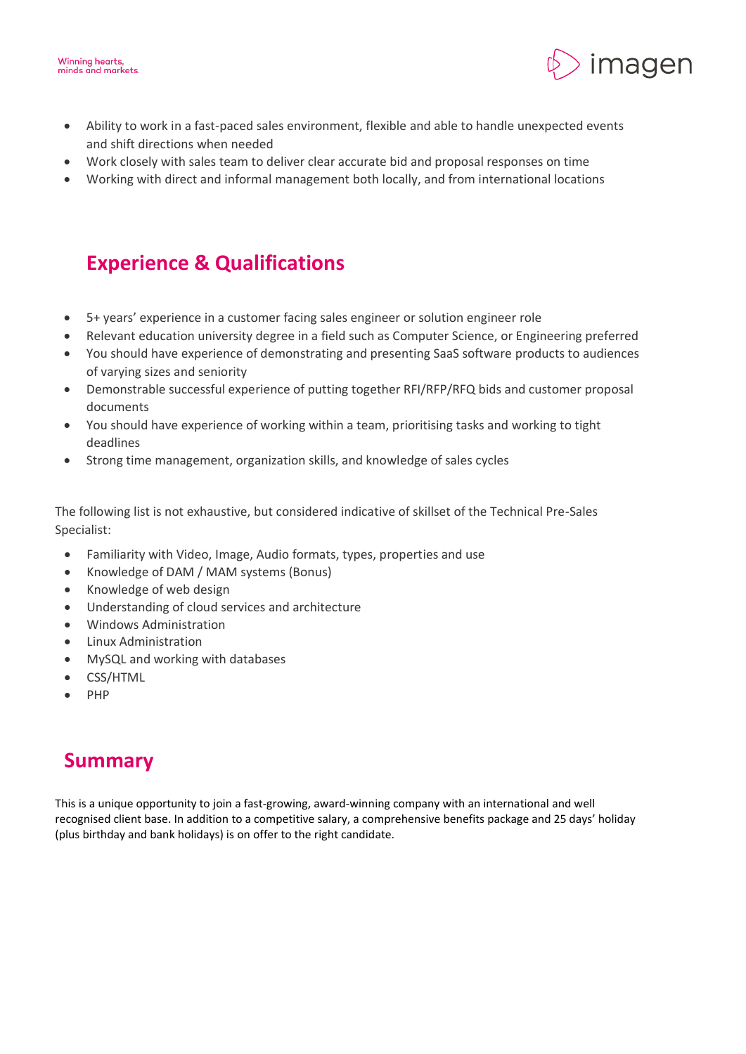- Ability to work in a fast-paced sales environment, flexible and able to handle unexpected events and shift directions when needed
- Work closely with sales team to deliver clear accurate bid and proposal responses on time
- Working with direct and informal management both locally, and from international locations

## Experience & Qualifications

- 5+ years' experience in a customer facing sales engineer or solution engineer role
- Relevant education university degree in a field such as Computer Science, or Engineering preferred
- You should have experience of demonstrating and presenting SaaS software products to audiences of varying sizes and seniority
- Demonstrable successful experience of putting together RFI/RFP/RFQ bids and customer proposal documents
- You should have experience of working within a team, prioritising tasks and working to tight deadlines
- Strong time management, organization skills, and knowledge of sales cycles

The following list is not exhaustive, but considered indicative of skillset of the Technical Pre-Sales Specialist:

- Familiarity with Video, Image, Audio formats, types, properties and use
- Knowledge of DAM / MAM systems (Bonus)
- Knowledge of web design
- Understanding of cloud services and architecture
- Windows Administration
- Linux Administration
- MySQL and working with databases
- CSS/HTML
- PHP

## Summary

This is a unique opportunity to join a fast-growing, award-winning company with an international and well recognised client base. In addition to a competitive salary, a comprehensive benefits package and 25 days' holiday (plus birthday and bank holidays) is on offer to the right candidate.